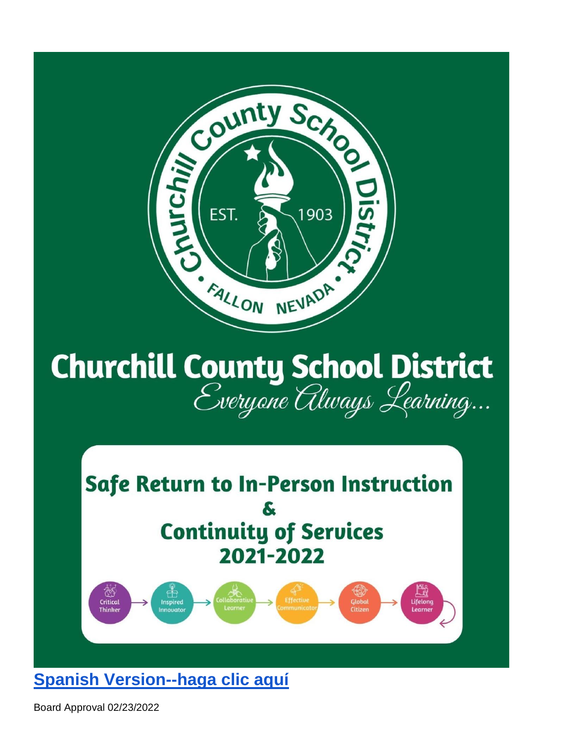# Churchill County School District

*Everyone Always Learning...*

## Safe Return to In-Person Instruction & Continuity of Services 2021-2022

Critical Thinker → Inspired Innovator → Collaborative Learner → Effective Communicator → Global Citizen → Lifelong Learner

**Spanish Version--haga clic aquí**

Board Approval 02/23/2022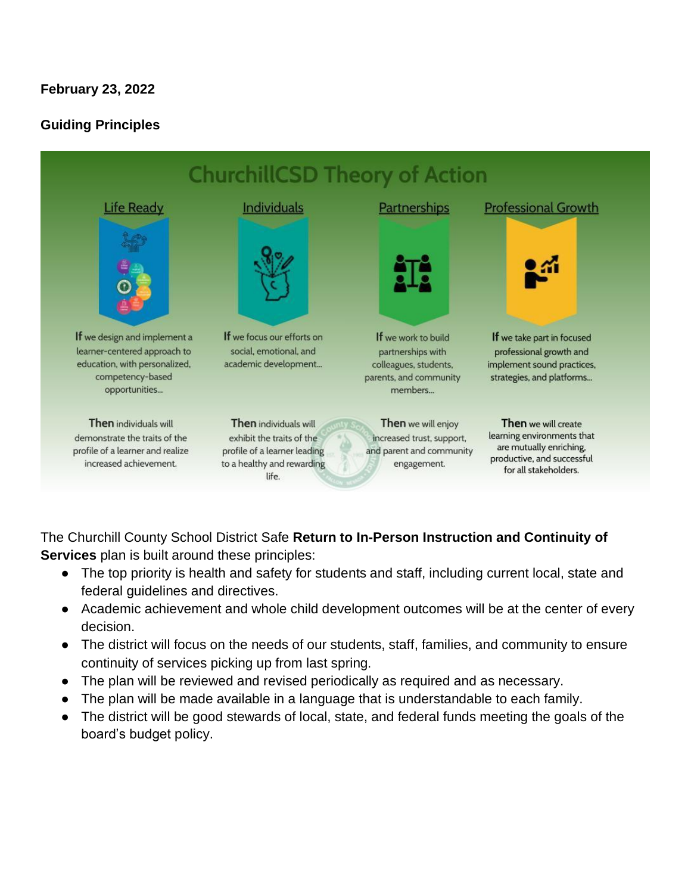**February 23, 2022**

**Guiding Principles**

## ChurchillCSD Theory of Action

| Life Ready | Individuals | Partnerships | Professional Growth |
| --- | --- | --- | --- |
| **If** we design and implement a learner-centered approach to education, with personalized, competency-based opportunities... | **If** we focus our efforts on social, emotional, and academic development... | **If** we work to build partnerships with colleagues, students, parents, and community members... | **If** we take part in focused professional growth and implement sound practices, strategies, and platforms... |
| **Then** individuals will demonstrate the traits of the profile of a learner and realize increased achievement. | **Then** individuals will exhibit the traits of the profile of a learner leading to a healthy and rewarding life. | **Then** we will enjoy increased trust, support, and parent and community engagement. | **Then** we will create learning environments that are mutually enriching, productive, and successful for all stakeholders. |

The Churchill County School District Safe **Return to In-Person Instruction and Continuity of Services** plan is built around these principles:

- The top priority is health and safety for students and staff, including current local, state and federal guidelines and directives.
- Academic achievement and whole child development outcomes will be at the center of every decision.
- The district will focus on the needs of our students, staff, families, and community to ensure continuity of services picking up from last spring.
- The plan will be reviewed and revised periodically as required and as necessary.
- The plan will be made available in a language that is understandable to each family.
- The district will be good stewards of local, state, and federal funds meeting the goals of the board's budget policy.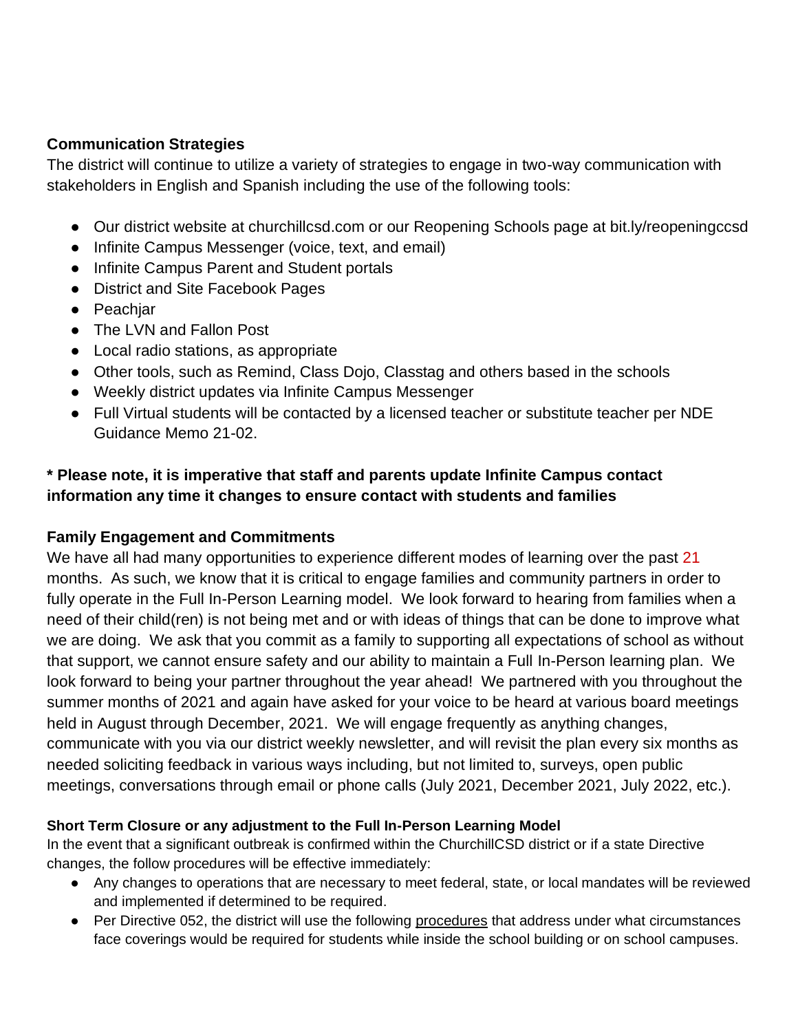**Communication Strategies**

The district will continue to utilize a variety of strategies to engage in two-way communication with stakeholders in English and Spanish including the use of the following tools:

- Our district website at churchillcsd.com or our Reopening Schools page at bit.ly/reopeningccsd
- Infinite Campus Messenger (voice, text, and email)
- Infinite Campus Parent and Student portals
- District and Site Facebook Pages
- Peachjar
- The LVN and Fallon Post
- Local radio stations, as appropriate
- Other tools, such as Remind, Class Dojo, Classtag and others based in the schools
- Weekly district updates via Infinite Campus Messenger
- Full Virtual students will be contacted by a licensed teacher or substitute teacher per NDE Guidance Memo 21-02.

**\* Please note, it is imperative that staff and parents update Infinite Campus contact information any time it changes to ensure contact with students and families**

**Family Engagement and Commitments**

We have all had many opportunities to experience different modes of learning over the past 21 months. As such, we know that it is critical to engage families and community partners in order to fully operate in the Full In-Person Learning model. We look forward to hearing from families when a need of their child(ren) is not being met and or with ideas of things that can be done to improve what we are doing. We ask that you commit as a family to supporting all expectations of school as without that support, we cannot ensure safety and our ability to maintain a Full In-Person learning plan. We look forward to being your partner throughout the year ahead! We partnered with you throughout the summer months of 2021 and again have asked for your voice to be heard at various board meetings held in August through December, 2021. We will engage frequently as anything changes, communicate with you via our district weekly newsletter, and will revisit the plan every six months as needed soliciting feedback in various ways including, but not limited to, surveys, open public meetings, conversations through email or phone calls (July 2021, December 2021, July 2022, etc.).

**Short Term Closure or any adjustment to the Full In-Person Learning Model**

In the event that a significant outbreak is confirmed within the ChurchillCSD district or if a state Directive changes, the follow procedures will be effective immediately:

- Any changes to operations that are necessary to meet federal, state, or local mandates will be reviewed and implemented if determined to be required.
- Per Directive 052, the district will use the following procedures that address under what circumstances face coverings would be required for students while inside the school building or on school campuses.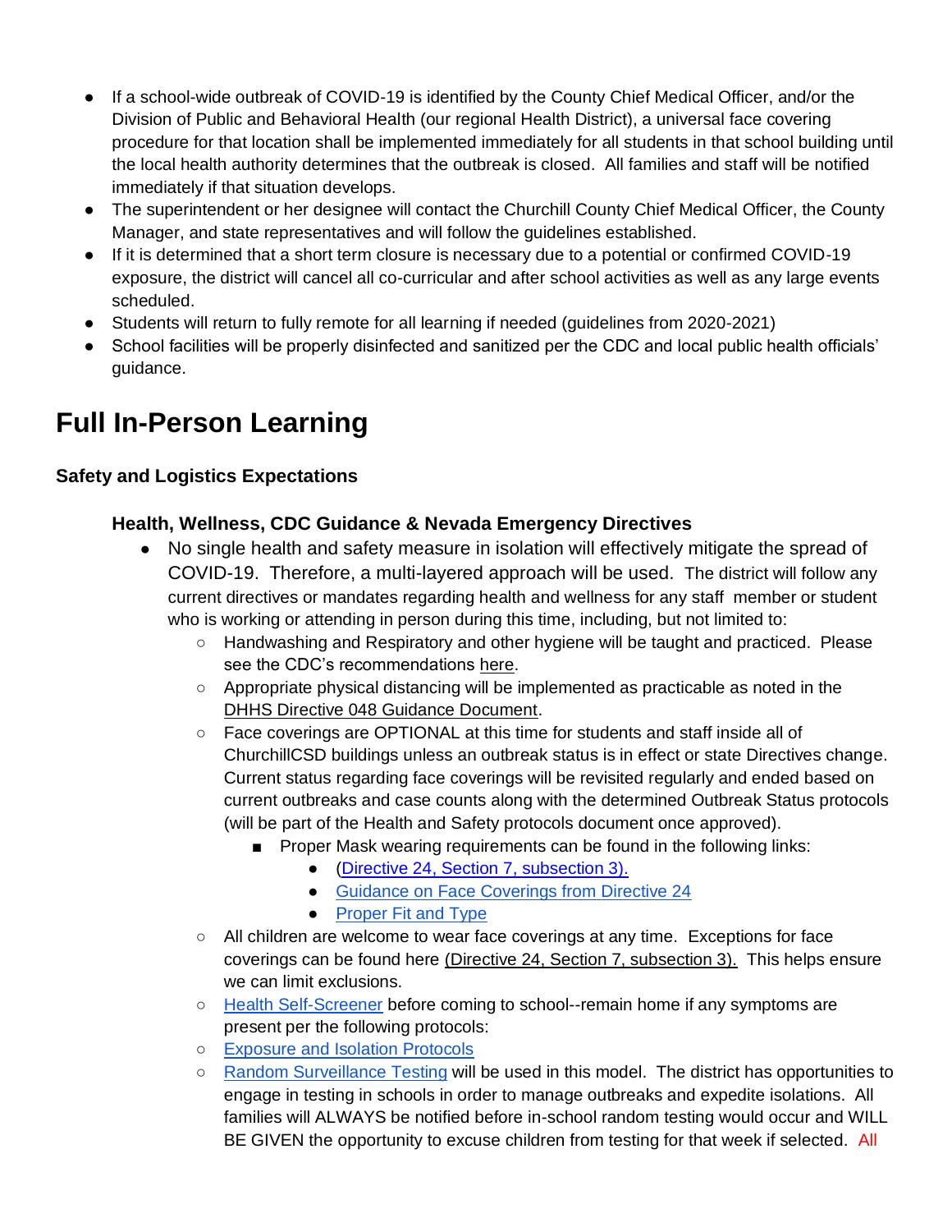- If a school-wide outbreak of COVID-19 is identified by the County Chief Medical Officer, and/or the Division of Public and Behavioral Health (our regional Health District), a universal face covering procedure for that location shall be implemented immediately for all students in that school building until the local health authority determines that the outbreak is closed. All families and staff will be notified immediately if that situation develops.
- The superintendent or her designee will contact the Churchill County Chief Medical Officer, the County Manager, and state representatives and will follow the guidelines established.
- If it is determined that a short term closure is necessary due to a potential or confirmed COVID-19 exposure, the district will cancel all co-curricular and after school activities as well as any large events scheduled.
- Students will return to fully remote for all learning if needed (guidelines from 2020-2021)
- School facilities will be properly disinfected and sanitized per the CDC and local public health officials' guidance.

# Full In-Person Learning

### Safety and Logistics Expectations

#### Health, Wellness, CDC Guidance & Nevada Emergency Directives

- No single health and safety measure in isolation will effectively mitigate the spread of COVID-19. Therefore, a multi-layered approach will be used. The district will follow any current directives or mandates regarding health and wellness for any staff member or student who is working or attending in person during this time, including, but not limited to:
  - Handwashing and Respiratory and other hygiene will be taught and practiced. Please see the CDC's recommendations here.
  - Appropriate physical distancing will be implemented as practicable as noted in the DHHS Directive 048 Guidance Document.
  - Face coverings are OPTIONAL at this time for students and staff inside all of ChurchillCSD buildings unless an outbreak status is in effect or state Directives change. Current status regarding face coverings will be revisited regularly and ended based on current outbreaks and case counts along with the determined Outbreak Status protocols (will be part of the Health and Safety protocols document once approved).
    - Proper Mask wearing requirements can be found in the following links:
      - (Directive 24, Section 7, subsection 3).
      - Guidance on Face Coverings from Directive 24
      - Proper Fit and Type
  - All children are welcome to wear face coverings at any time. Exceptions for face coverings can be found here (Directive 24, Section 7, subsection 3). This helps ensure we can limit exclusions.
  - Health Self-Screener before coming to school--remain home if any symptoms are present per the following protocols:
  - Exposure and Isolation Protocols
  - Random Surveillance Testing will be used in this model. The district has opportunities to engage in testing in schools in order to manage outbreaks and expedite isolations. All families will ALWAYS be notified before in-school random testing would occur and WILL BE GIVEN the opportunity to excuse children from testing for that week if selected. All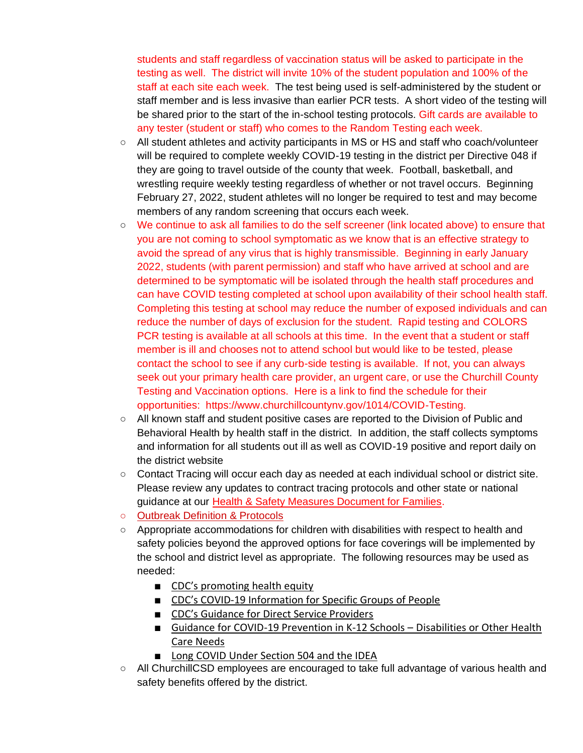students and staff regardless of vaccination status will be asked to participate in the testing as well. The district will invite 10% of the student population and 100% of the staff at each site each week. The test being used is self-administered by the student or staff member and is less invasive than earlier PCR tests. A short video of the testing will be shared prior to the start of the in-school testing protocols. Gift cards are available to any tester (student or staff) who comes to the Random Testing each week.

- All student athletes and activity participants in MS or HS and staff who coach/volunteer will be required to complete weekly COVID-19 testing in the district per Directive 048 if they are going to travel outside of the county that week. Football, basketball, and wrestling require weekly testing regardless of whether or not travel occurs. Beginning February 27, 2022, student athletes will no longer be required to test and may become members of any random screening that occurs each week.
- We continue to ask all families to do the self screener (link located above) to ensure that you are not coming to school symptomatic as we know that is an effective strategy to avoid the spread of any virus that is highly transmissible. Beginning in early January 2022, students (with parent permission) and staff who have arrived at school and are determined to be symptomatic will be isolated through the health staff procedures and can have COVID testing completed at school upon availability of their school health staff. Completing this testing at school may reduce the number of exposed individuals and can reduce the number of days of exclusion for the student. Rapid testing and COLORS PCR testing is available at all schools at this time. In the event that a student or staff member is ill and chooses not to attend school but would like to be tested, please contact the school to see if any curb-side testing is available. If not, you can always seek out your primary health care provider, an urgent care, or use the Churchill County Testing and Vaccination options. Here is a link to find the schedule for their opportunities: https://www.churchillcountynv.gov/1014/COVID-Testing.
- All known staff and student positive cases are reported to the Division of Public and Behavioral Health by health staff in the district. In addition, the staff collects symptoms and information for all students out ill as well as COVID-19 positive and report daily on the district website
- Contact Tracing will occur each day as needed at each individual school or district site. Please review any updates to contract tracing protocols and other state or national guidance at our Health & Safety Measures Document for Families.
- Outbreak Definition & Protocols
- Appropriate accommodations for children with disabilities with respect to health and safety policies beyond the approved options for face coverings will be implemented by the school and district level as appropriate. The following resources may be used as needed:
  - CDC's promoting health equity
  - CDC's COVID-19 Information for Specific Groups of People
  - CDC's Guidance for Direct Service Providers
  - Guidance for COVID-19 Prevention in K-12 Schools – Disabilities or Other Health Care Needs
  - Long COVID Under Section 504 and the IDEA
- All ChurchillCSD employees are encouraged to take full advantage of various health and safety benefits offered by the district.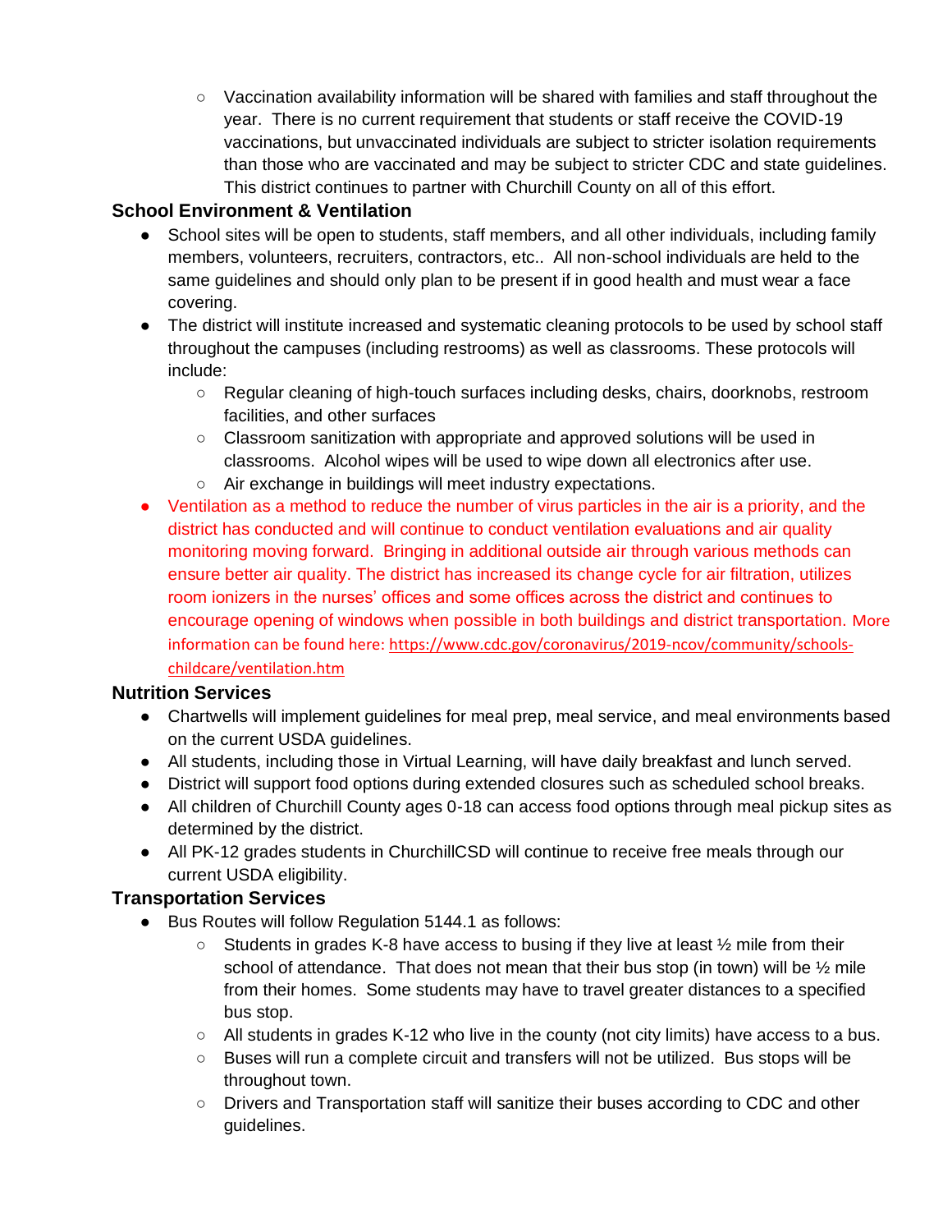- Vaccination availability information will be shared with families and staff throughout the year.  There is no current requirement that students or staff receive the COVID-19 vaccinations, but unvaccinated individuals are subject to stricter isolation requirements than those who are vaccinated and may be subject to stricter CDC and state guidelines.  This district continues to partner with Churchill County on all of this effort.

## School Environment & Ventilation

- School sites will be open to students, staff members, and all other individuals, including family members, volunteers, recruiters, contractors, etc..  All non-school individuals are held to the same guidelines and should only plan to be present if in good health and must wear a face covering.
- The district will institute increased and systematic cleaning protocols to be used by school staff throughout the campuses (including restrooms) as well as classrooms. These protocols will include:
    - Regular cleaning of high-touch surfaces including desks, chairs, doorknobs, restroom facilities, and other surfaces
    - Classroom sanitization with appropriate and approved solutions will be used in classrooms.  Alcohol wipes will be used to wipe down all electronics after use.
    - Air exchange in buildings will meet industry expectations.
- Ventilation as a method to reduce the number of virus particles in the air is a priority, and the district has conducted and will continue to conduct ventilation evaluations and air quality monitoring moving forward.  Bringing in additional outside air through various methods can ensure better air quality. The district has increased its change cycle for air filtration, utilizes room ionizers in the nurses' offices and some offices across the district and continues to encourage opening of windows when possible in both buildings and district transportation. More information can be found here: https://www.cdc.gov/coronavirus/2019-ncov/community/schools-childcare/ventilation.htm

## Nutrition Services

- Chartwells will implement guidelines for meal prep, meal service, and meal environments based on the current USDA guidelines.
- All students, including those in Virtual Learning, will have daily breakfast and lunch served.
- District will support food options during extended closures such as scheduled school breaks.
- All children of Churchill County ages 0-18 can access food options through meal pickup sites as determined by the district.
- All PK-12 grades students in ChurchillCSD will continue to receive free meals through our current USDA eligibility.

## Transportation Services

- Bus Routes will follow Regulation 5144.1 as follows:
    - Students in grades K-8 have access to busing if they live at least ½ mile from their school of attendance.  That does not mean that their bus stop (in town) will be ½ mile from their homes.  Some students may have to travel greater distances to a specified bus stop.
    - All students in grades K-12 who live in the county (not city limits) have access to a bus.
    - Buses will run a complete circuit and transfers will not be utilized.  Bus stops will be throughout town.
    - Drivers and Transportation staff will sanitize their buses according to CDC and other guidelines.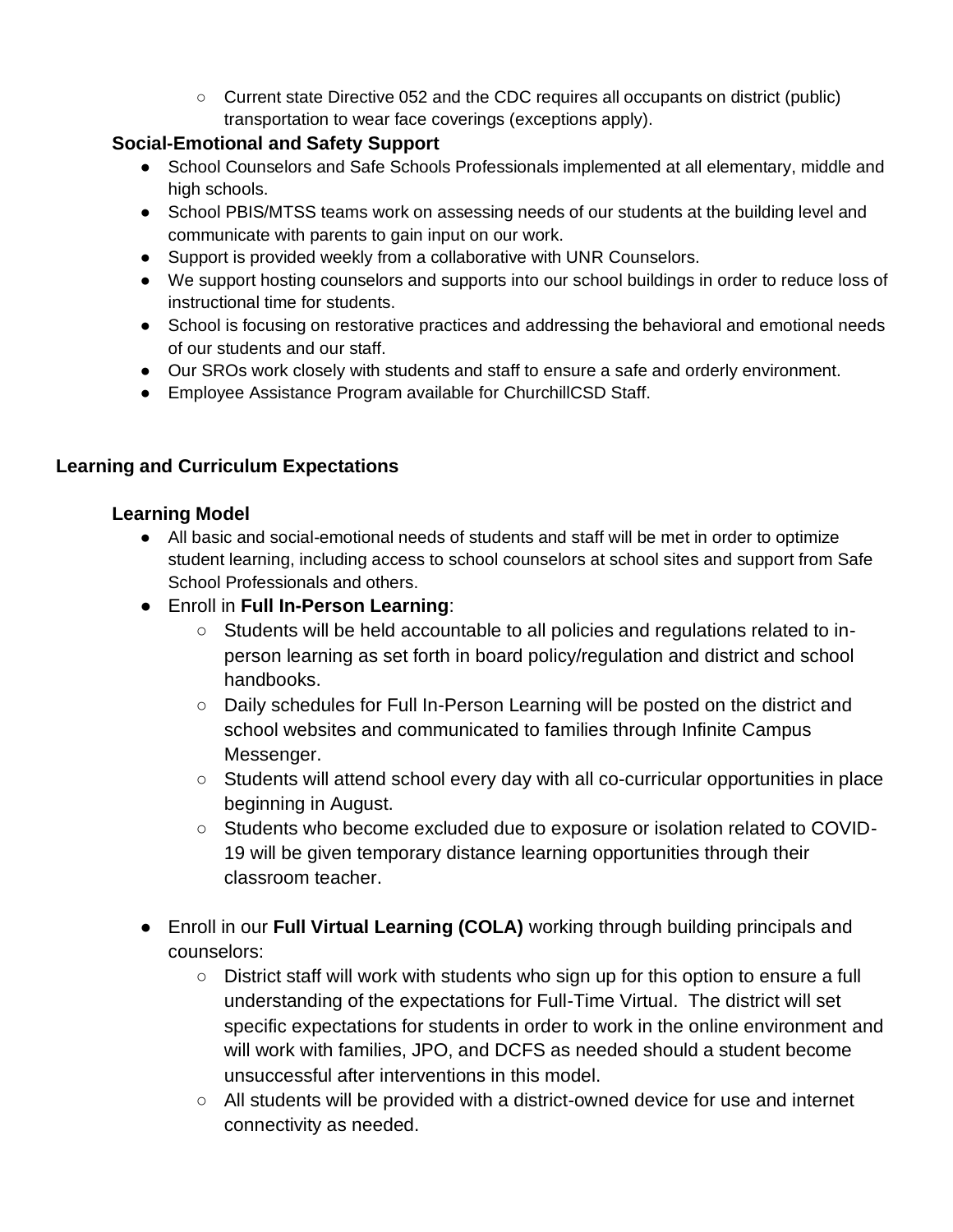- Current state Directive 052 and the CDC requires all occupants on district (public) transportation to wear face coverings (exceptions apply).

### Social-Emotional and Safety Support

- School Counselors and Safe Schools Professionals implemented at all elementary, middle and high schools.
- School PBIS/MTSS teams work on assessing needs of our students at the building level and communicate with parents to gain input on our work.
- Support is provided weekly from a collaborative with UNR Counselors.
- We support hosting counselors and supports into our school buildings in order to reduce loss of instructional time for students.
- School is focusing on restorative practices and addressing the behavioral and emotional needs of our students and our staff.
- Our SROs work closely with students and staff to ensure a safe and orderly environment.
- Employee Assistance Program available for ChurchillCSD Staff.

## Learning and Curriculum Expectations

### Learning Model

- All basic and social-emotional needs of students and staff will be met in order to optimize student learning, including access to school counselors at school sites and support from Safe School Professionals and others.
- Enroll in **Full In-Person Learning**:
  - Students will be held accountable to all policies and regulations related to in-person learning as set forth in board policy/regulation and district and school handbooks.
  - Daily schedules for Full In-Person Learning will be posted on the district and school websites and communicated to families through Infinite Campus Messenger.
  - Students will attend school every day with all co-curricular opportunities in place beginning in August.
  - Students who become excluded due to exposure or isolation related to COVID-19 will be given temporary distance learning opportunities through their classroom teacher.

- Enroll in our **Full Virtual Learning (COLA)** working through building principals and counselors:
  - District staff will work with students who sign up for this option to ensure a full understanding of the expectations for Full-Time Virtual. The district will set specific expectations for students in order to work in the online environment and will work with families, JPO, and DCFS as needed should a student become unsuccessful after interventions in this model.
  - All students will be provided with a district-owned device for use and internet connectivity as needed.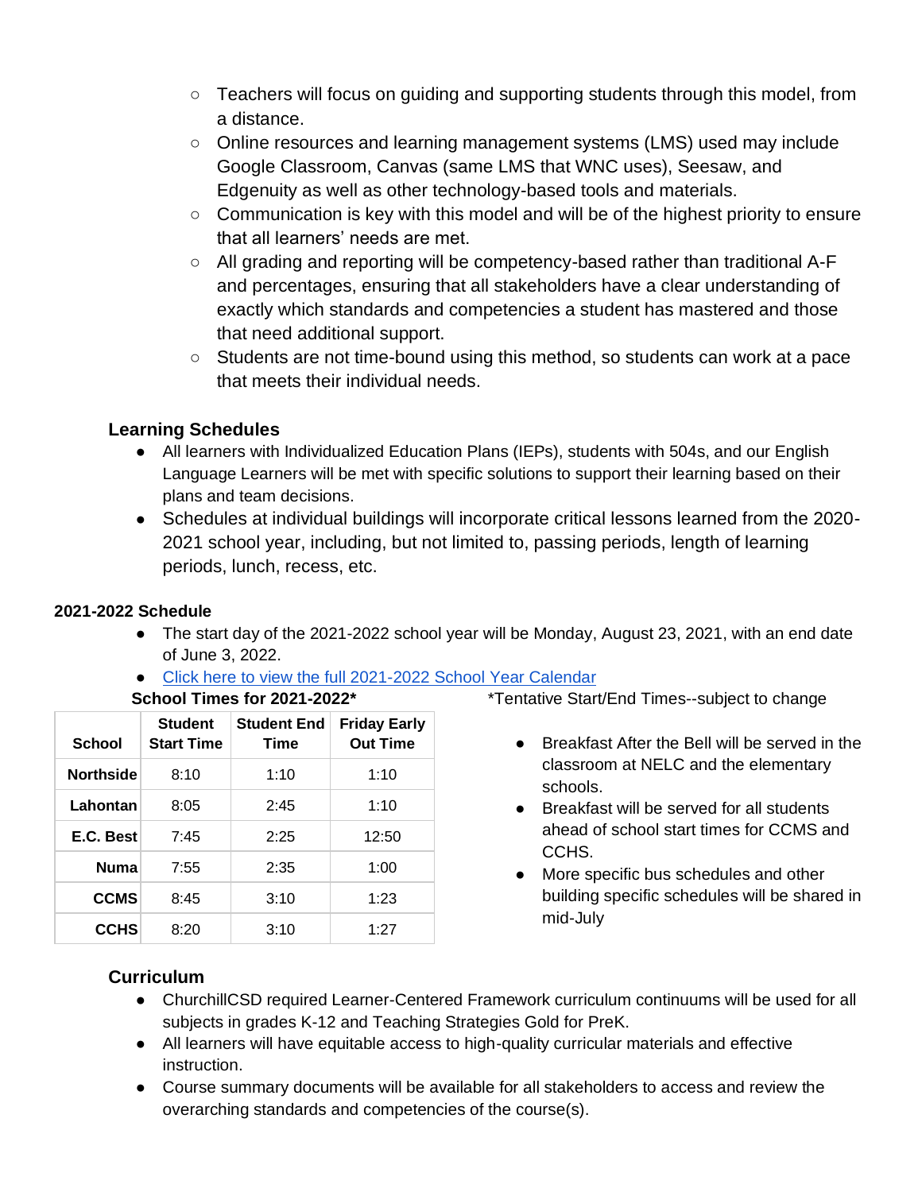- Teachers will focus on guiding and supporting students through this model, from a distance.
  - Online resources and learning management systems (LMS) used may include Google Classroom, Canvas (same LMS that WNC uses), Seesaw, and Edgenuity as well as other technology-based tools and materials.
  - Communication is key with this model and will be of the highest priority to ensure that all learners' needs are met.
  - All grading and reporting will be competency-based rather than traditional A-F and percentages, ensuring that all stakeholders have a clear understanding of exactly which standards and competencies a student has mastered and those that need additional support.
  - Students are not time-bound using this method, so students can work at a pace that meets their individual needs.

## Learning Schedules

- All learners with Individualized Education Plans (IEPs), students with 504s, and our English Language Learners will be met with specific solutions to support their learning based on their plans and team decisions.
- Schedules at individual buildings will incorporate critical lessons learned from the 2020-2021 school year, including, but not limited to, passing periods, length of learning periods, lunch, recess, etc.

### 2021-2022 Schedule

- The start day of the 2021-2022 school year will be Monday, August 23, 2021, with an end date of June 3, 2022.
- [Click here to view the full 2021-2022 School Year Calendar]()

**School Times for 2021-2022***

| School | Student Start Time | Student End Time | Friday Early Out Time |
|---|---|---|---|
| Northside | 8:10 | 1:10 | 1:10 |
| Lahontan | 8:05 | 2:45 | 1:10 |
| E.C. Best | 7:45 | 2:25 | 12:50 |
| Numa | 7:55 | 2:35 | 1:00 |
| CCMS | 8:45 | 3:10 | 1:23 |
| CCHS | 8:20 | 3:10 | 1:27 |

*Tentative Start/End Times--subject to change

- Breakfast After the Bell will be served in the classroom at NELC and the elementary schools.
- Breakfast will be served for all students ahead of school start times for CCMS and CCHS.
- More specific bus schedules and other building specific schedules will be shared in mid-July

## Curriculum

- ChurchillCSD required Learner-Centered Framework curriculum continuums will be used for all subjects in grades K-12 and Teaching Strategies Gold for PreK.
- All learners will have equitable access to high-quality curricular materials and effective instruction.
- Course summary documents will be available for all stakeholders to access and review the overarching standards and competencies of the course(s).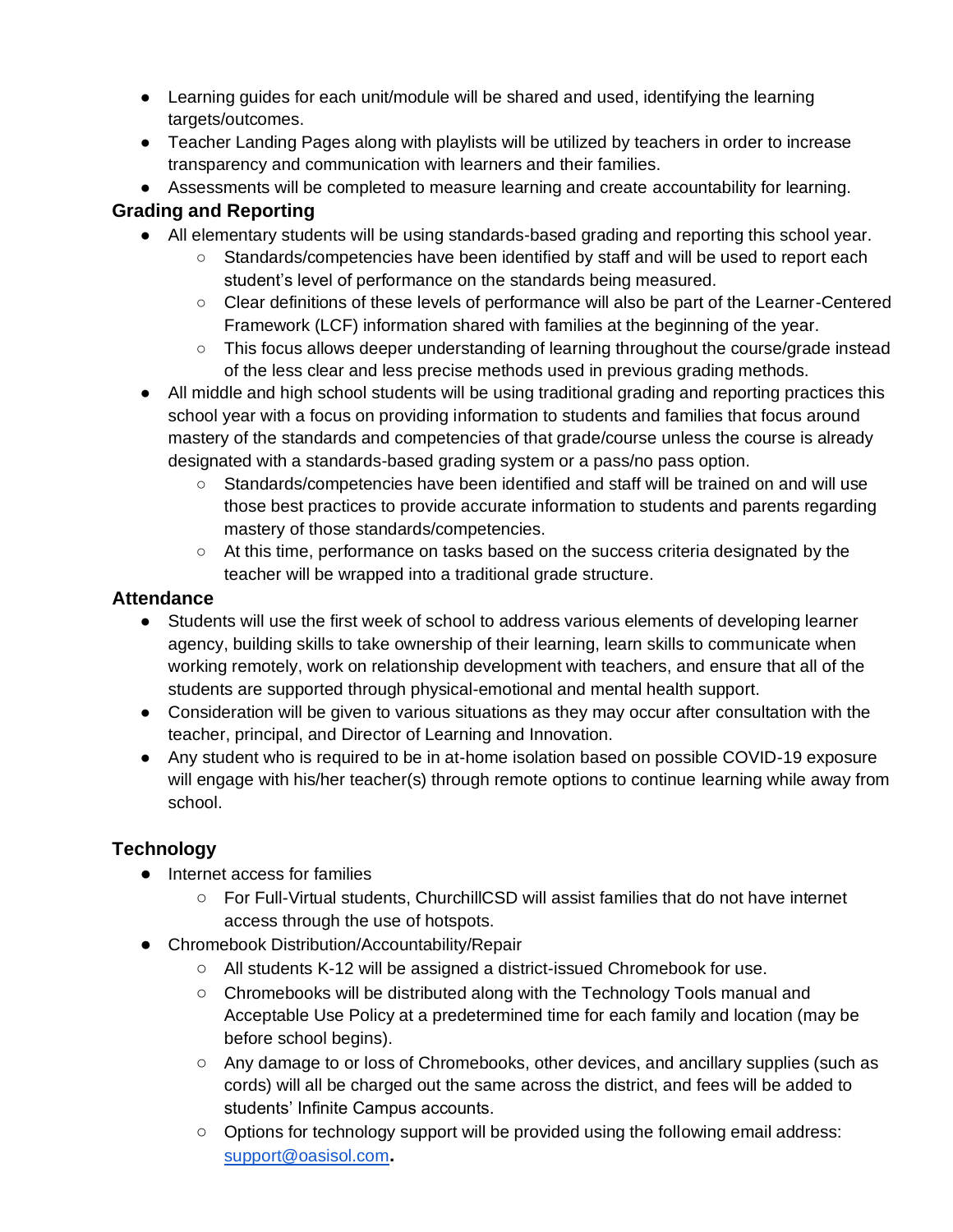- Learning guides for each unit/module will be shared and used, identifying the learning targets/outcomes.
- Teacher Landing Pages along with playlists will be utilized by teachers in order to increase transparency and communication with learners and their families.
- Assessments will be completed to measure learning and create accountability for learning.

## Grading and Reporting

- All elementary students will be using standards-based grading and reporting this school year.
  - Standards/competencies have been identified by staff and will be used to report each student's level of performance on the standards being measured.
  - Clear definitions of these levels of performance will also be part of the Learner-Centered Framework (LCF) information shared with families at the beginning of the year.
  - This focus allows deeper understanding of learning throughout the course/grade instead of the less clear and less precise methods used in previous grading methods.
- All middle and high school students will be using traditional grading and reporting practices this school year with a focus on providing information to students and families that focus around mastery of the standards and competencies of that grade/course unless the course is already designated with a standards-based grading system or a pass/no pass option.
  - Standards/competencies have been identified and staff will be trained on and will use those best practices to provide accurate information to students and parents regarding mastery of those standards/competencies.
  - At this time, performance on tasks based on the success criteria designated by the teacher will be wrapped into a traditional grade structure.

## Attendance

- Students will use the first week of school to address various elements of developing learner agency, building skills to take ownership of their learning, learn skills to communicate when working remotely, work on relationship development with teachers, and ensure that all of the students are supported through physical-emotional and mental health support.
- Consideration will be given to various situations as they may occur after consultation with the teacher, principal, and Director of Learning and Innovation.
- Any student who is required to be in at-home isolation based on possible COVID-19 exposure will engage with his/her teacher(s) through remote options to continue learning while away from school.

## Technology

- Internet access for families
  - For Full-Virtual students, ChurchillCSD will assist families that do not have internet access through the use of hotspots.
- Chromebook Distribution/Accountability/Repair
  - All students K-12 will be assigned a district-issued Chromebook for use.
  - Chromebooks will be distributed along with the Technology Tools manual and Acceptable Use Policy at a predetermined time for each family and location (may be before school begins).
  - Any damage to or loss of Chromebooks, other devices, and ancillary supplies (such as cords) will all be charged out the same across the district, and fees will be added to students' Infinite Campus accounts.
  - Options for technology support will be provided using the following email address: support@oasisol.com.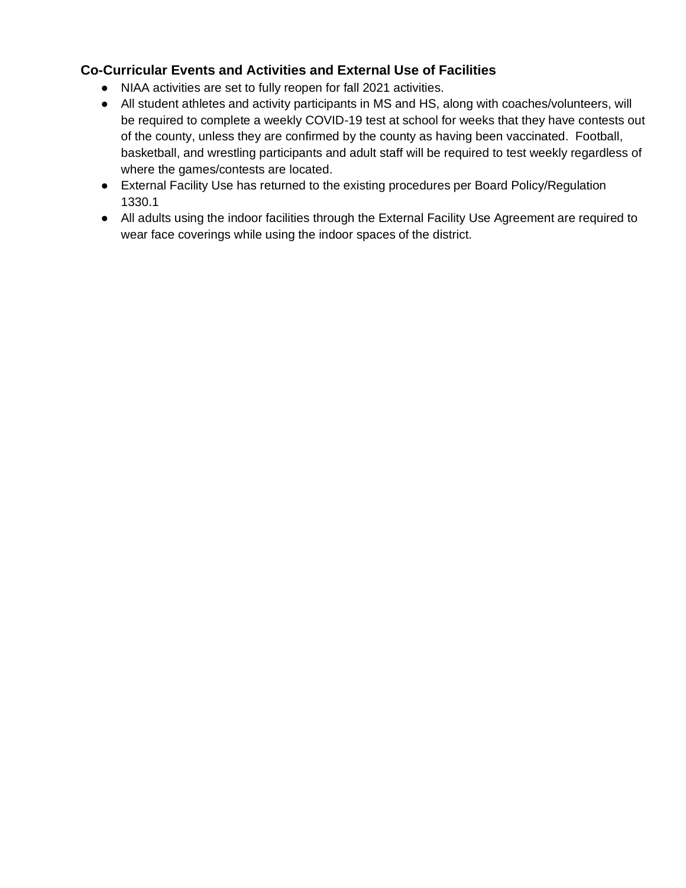### Co-Curricular Events and Activities and External Use of Facilities

- NIAA activities are set to fully reopen for fall 2021 activities.
- All student athletes and activity participants in MS and HS, along with coaches/volunteers, will be required to complete a weekly COVID-19 test at school for weeks that they have contests out of the county, unless they are confirmed by the county as having been vaccinated.  Football, basketball, and wrestling participants and adult staff will be required to test weekly regardless of where the games/contests are located.
- External Facility Use has returned to the existing procedures per Board Policy/Regulation 1330.1
- All adults using the indoor facilities through the External Facility Use Agreement are required to wear face coverings while using the indoor spaces of the district.